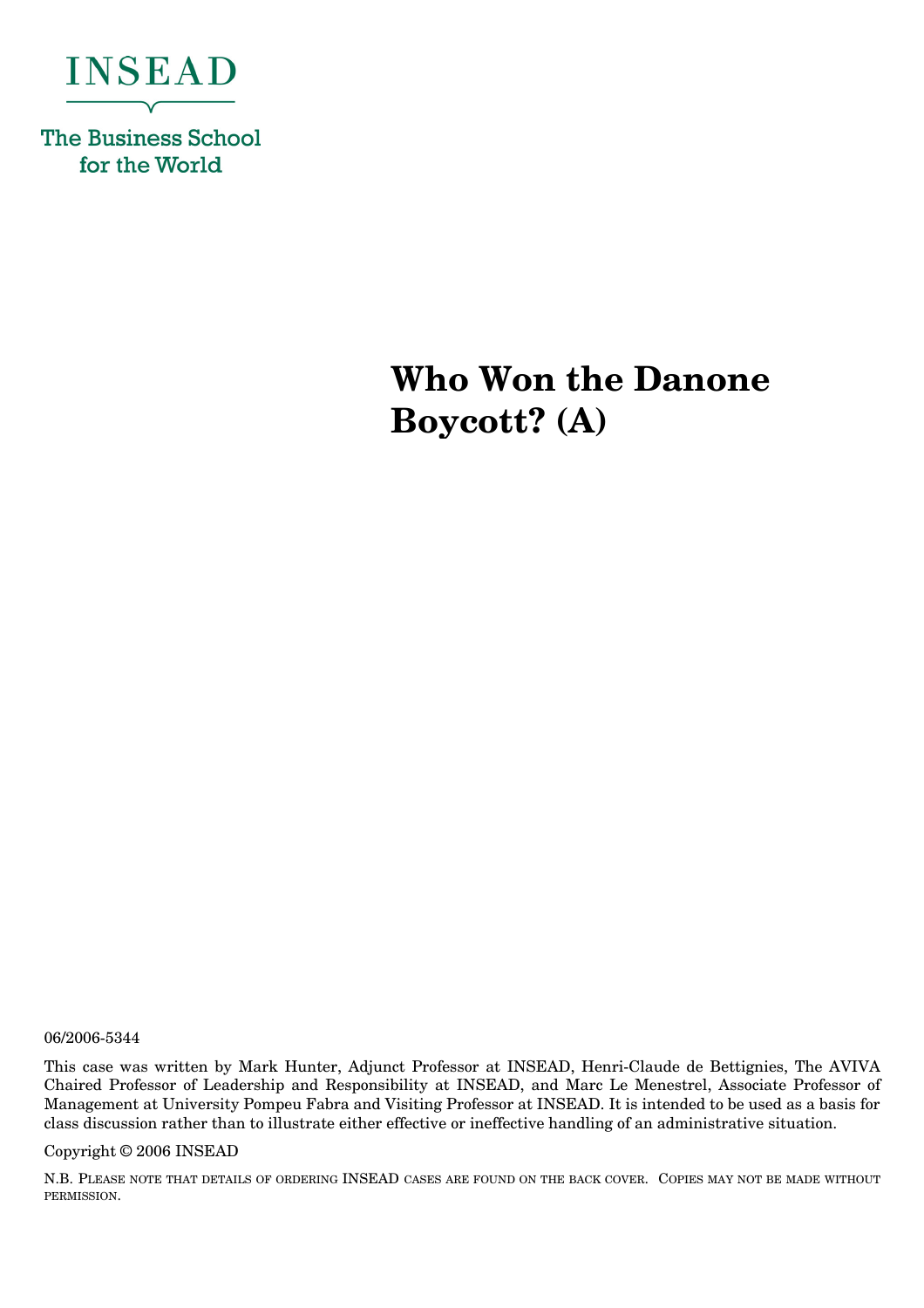INSEAD

The Business School for the World

# Who Won the Danone Boycott? (A)

06/2006-5344

This case was written by Mark Hunter, Adjunct Professor at INSEAD, Henri-Claude de Bettignies, The AVIVA Chaired Professor of Leadership and Responsibility at INSEAD, and Marc Le Menestrel, Associate Professor of Management at University Pompeu Fabra and Visiting Professor at INSEAD. It is intended to be used as a basis for class discussion rather than to illustrate either effective or ineffective handling of an administrative situation.

Copyright © 2006 INSEAD

N.B. Please note that details of ordering INSEAD cases are found on the back cover. Copies may not be made without permission.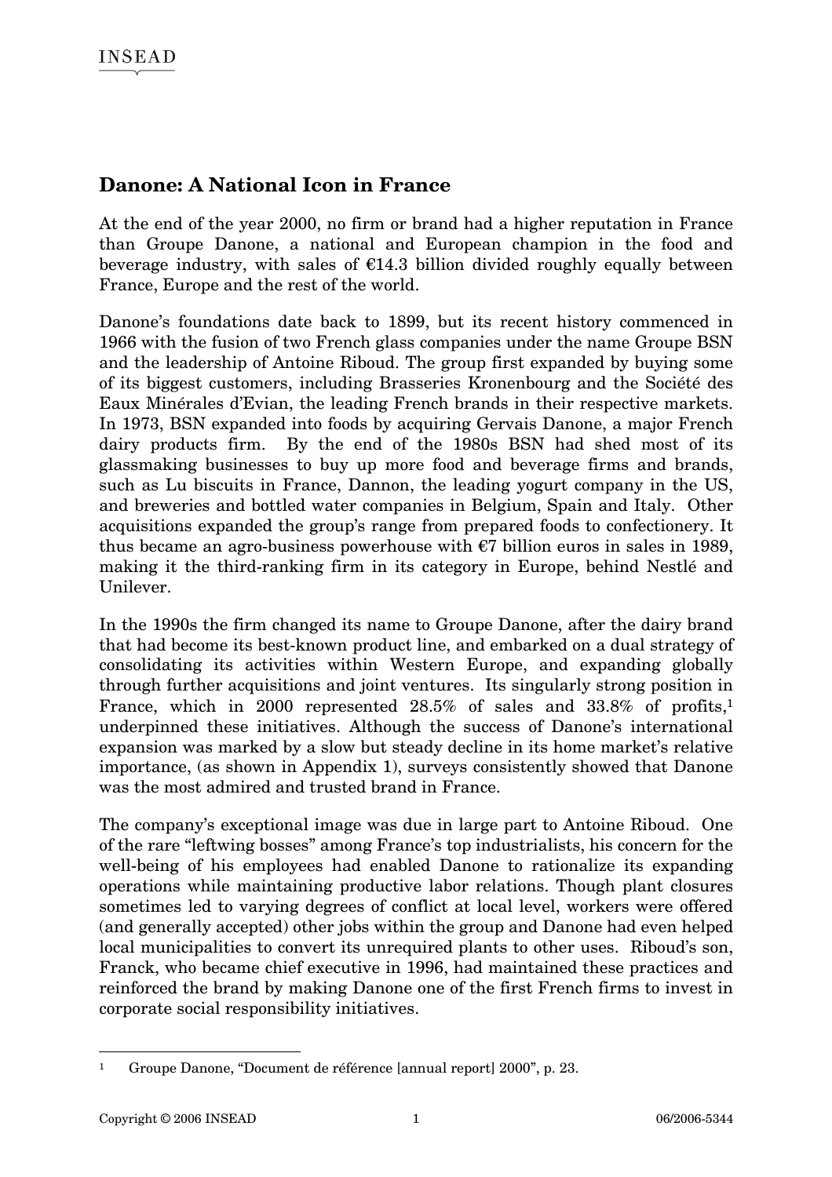# Danone: A National Icon in France

At the end of the year 2000, no firm or brand had a higher reputation in France than Groupe Danone, a national and European champion in the food and beverage industry, with sales of €14.3 billion divided roughly equally between France, Europe and the rest of the world.

Danone's foundations date back to 1899, but its recent history commenced in 1966 with the fusion of two French glass companies under the name Groupe BSN and the leadership of Antoine Riboud. The group first expanded by buying some of its biggest customers, including Brasseries Kronenbourg and the Société des Eaux Minérales d'Evian, the leading French brands in their respective markets. In 1973, BSN expanded into foods by acquiring Gervais Danone, a major French dairy products firm. By the end of the 1980s BSN had shed most of its glassmaking businesses to buy up more food and beverage firms and brands, such as Lu biscuits in France, Dannon, the leading yogurt company in the US, and breweries and bottled water companies in Belgium, Spain and Italy. Other acquisitions expanded the group's range from prepared foods to confectionery. It thus became an agro-business powerhouse with €7 billion euros in sales in 1989, making it the third-ranking firm in its category in Europe, behind Nestlé and Unilever.

In the 1990s the firm changed its name to Groupe Danone, after the dairy brand that had become its best-known product line, and embarked on a dual strategy of consolidating its activities within Western Europe, and expanding globally through further acquisitions and joint ventures. Its singularly strong position in France, which in 2000 represented 28.5% of sales and 33.8% of profits,[1] underpinned these initiatives. Although the success of Danone's international expansion was marked by a slow but steady decline in its home market's relative importance, (as shown in Appendix 1), surveys consistently showed that Danone was the most admired and trusted brand in France.

The company's exceptional image was due in large part to Antoine Riboud. One of the rare "leftwing bosses" among France's top industrialists, his concern for the well-being of his employees had enabled Danone to rationalize its expanding operations while maintaining productive labor relations. Though plant closures sometimes led to varying degrees of conflict at local level, workers were offered (and generally accepted) other jobs within the group and Danone had even helped local municipalities to convert its unrequired plants to other uses. Riboud's son, Franck, who became chief executive in 1996, had maintained these practices and reinforced the brand by making Danone one of the first French firms to invest in corporate social responsibility initiatives.

---

[1] Groupe Danone, "Document de référence [annual report] 2000", p. 23.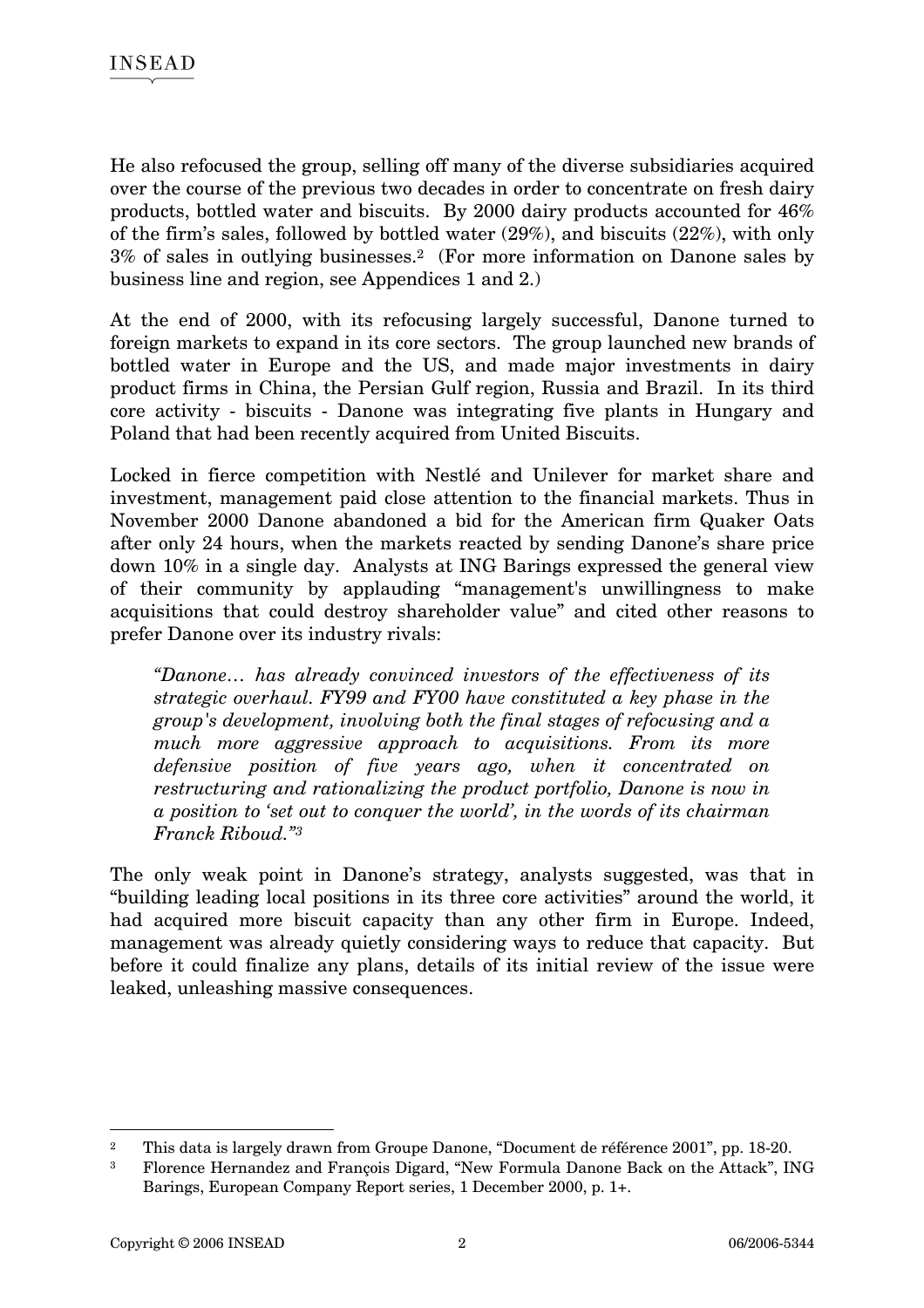He also refocused the group, selling off many of the diverse subsidiaries acquired over the course of the previous two decades in order to concentrate on fresh dairy products, bottled water and biscuits. By 2000 dairy products accounted for 46% of the firm's sales, followed by bottled water (29%), and biscuits (22%), with only 3% of sales in outlying businesses.[2] (For more information on Danone sales by business line and region, see Appendices 1 and 2.)

At the end of 2000, with its refocusing largely successful, Danone turned to foreign markets to expand in its core sectors. The group launched new brands of bottled water in Europe and the US, and made major investments in dairy product firms in China, the Persian Gulf region, Russia and Brazil. In its third core activity - biscuits - Danone was integrating five plants in Hungary and Poland that had been recently acquired from United Biscuits.

Locked in fierce competition with Nestlé and Unilever for market share and investment, management paid close attention to the financial markets. Thus in November 2000 Danone abandoned a bid for the American firm Quaker Oats after only 24 hours, when the markets reacted by sending Danone's share price down 10% in a single day. Analysts at ING Barings expressed the general view of their community by applauding "management's unwillingness to make acquisitions that could destroy shareholder value" and cited other reasons to prefer Danone over its industry rivals:

> *"Danone… has already convinced investors of the effectiveness of its strategic overhaul. FY99 and FY00 have constituted a key phase in the group's development, involving both the final stages of refocusing and a much more aggressive approach to acquisitions. From its more defensive position of five years ago, when it concentrated on restructuring and rationalizing the product portfolio, Danone is now in a position to 'set out to conquer the world', in the words of its chairman Franck Riboud."*[3]

The only weak point in Danone's strategy, analysts suggested, was that in "building leading local positions in its three core activities" around the world, it had acquired more biscuit capacity than any other firm in Europe. Indeed, management was already quietly considering ways to reduce that capacity. But before it could finalize any plans, details of its initial review of the issue were leaked, unleashing massive consequences.

---

[2] This data is largely drawn from Groupe Danone, "Document de référence 2001", pp. 18-20.

[3] Florence Hernandez and François Digard, "New Formula Danone Back on the Attack", ING Barings, European Company Report series, 1 December 2000, p. 1+.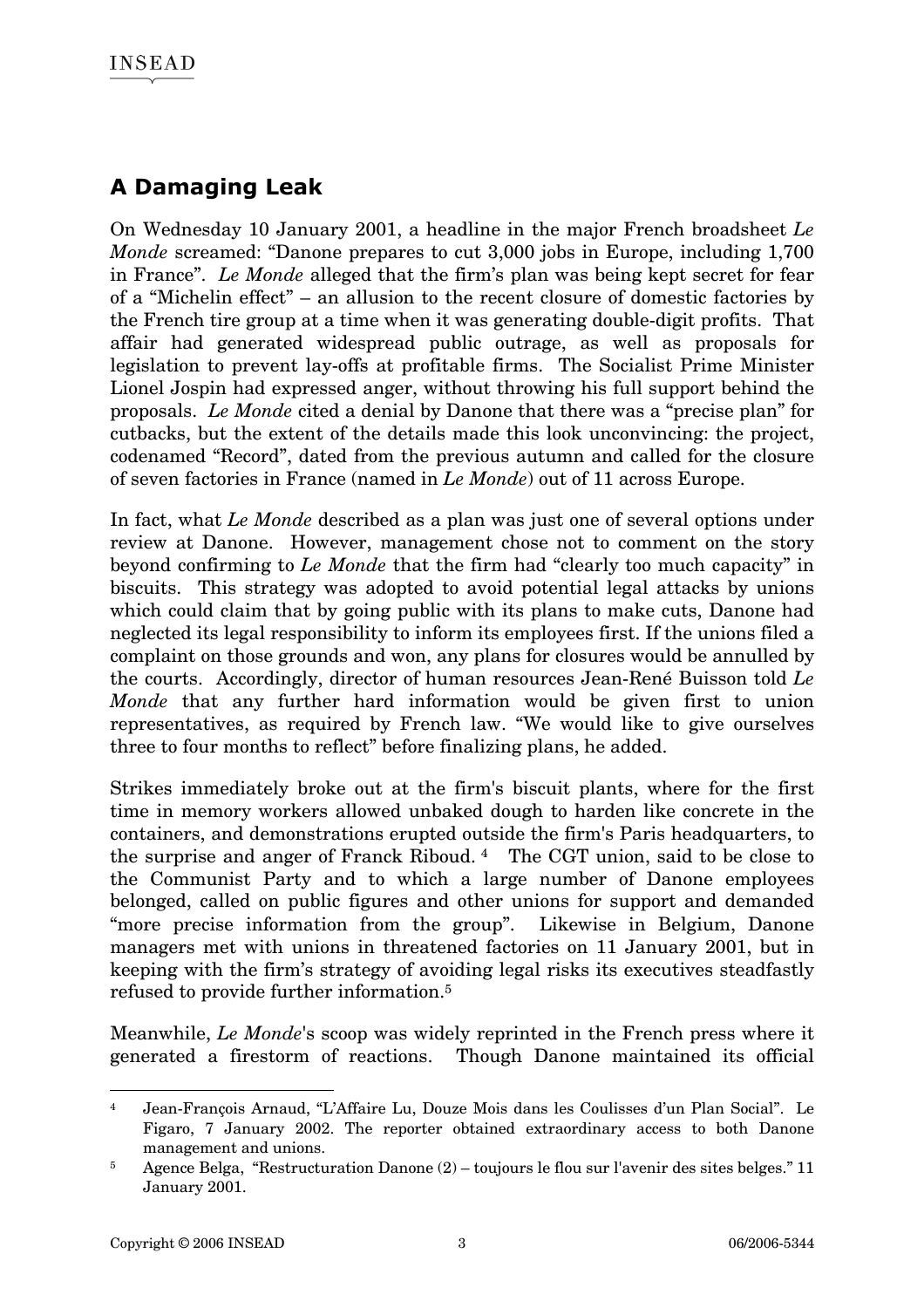## A Damaging Leak

On Wednesday 10 January 2001, a headline in the major French broadsheet *Le Monde* screamed: "Danone prepares to cut 3,000 jobs in Europe, including 1,700 in France". *Le Monde* alleged that the firm's plan was being kept secret for fear of a "Michelin effect" – an allusion to the recent closure of domestic factories by the French tire group at a time when it was generating double-digit profits. That affair had generated widespread public outrage, as well as proposals for legislation to prevent lay-offs at profitable firms. The Socialist Prime Minister Lionel Jospin had expressed anger, without throwing his full support behind the proposals. *Le Monde* cited a denial by Danone that there was a "precise plan" for cutbacks, but the extent of the details made this look unconvincing: the project, codenamed "Record", dated from the previous autumn and called for the closure of seven factories in France (named in *Le Monde*) out of 11 across Europe.

In fact, what *Le Monde* described as a plan was just one of several options under review at Danone. However, management chose not to comment on the story beyond confirming to *Le Monde* that the firm had "clearly too much capacity" in biscuits. This strategy was adopted to avoid potential legal attacks by unions which could claim that by going public with its plans to make cuts, Danone had neglected its legal responsibility to inform its employees first. If the unions filed a complaint on those grounds and won, any plans for closures would be annulled by the courts. Accordingly, director of human resources Jean-René Buisson told *Le Monde* that any further hard information would be given first to union representatives, as required by French law. "We would like to give ourselves three to four months to reflect" before finalizing plans, he added.

Strikes immediately broke out at the firm's biscuit plants, where for the first time in memory workers allowed unbaked dough to harden like concrete in the containers, and demonstrations erupted outside the firm's Paris headquarters, to the surprise and anger of Franck Riboud. [4] The CGT union, said to be close to the Communist Party and to which a large number of Danone employees belonged, called on public figures and other unions for support and demanded "more precise information from the group". Likewise in Belgium, Danone managers met with unions in threatened factories on 11 January 2001, but in keeping with the firm's strategy of avoiding legal risks its executives steadfastly refused to provide further information.[5]

Meanwhile, *Le Monde*'s scoop was widely reprinted in the French press where it generated a firestorm of reactions. Though Danone maintained its official

---

[4] Jean-François Arnaud, "L'Affaire Lu, Douze Mois dans les Coulisses d'un Plan Social". Le Figaro, 7 January 2002. The reporter obtained extraordinary access to both Danone management and unions.

[5] Agence Belga, "Restructuration Danone (2) – toujours le flou sur l'avenir des sites belges." 11 January 2001.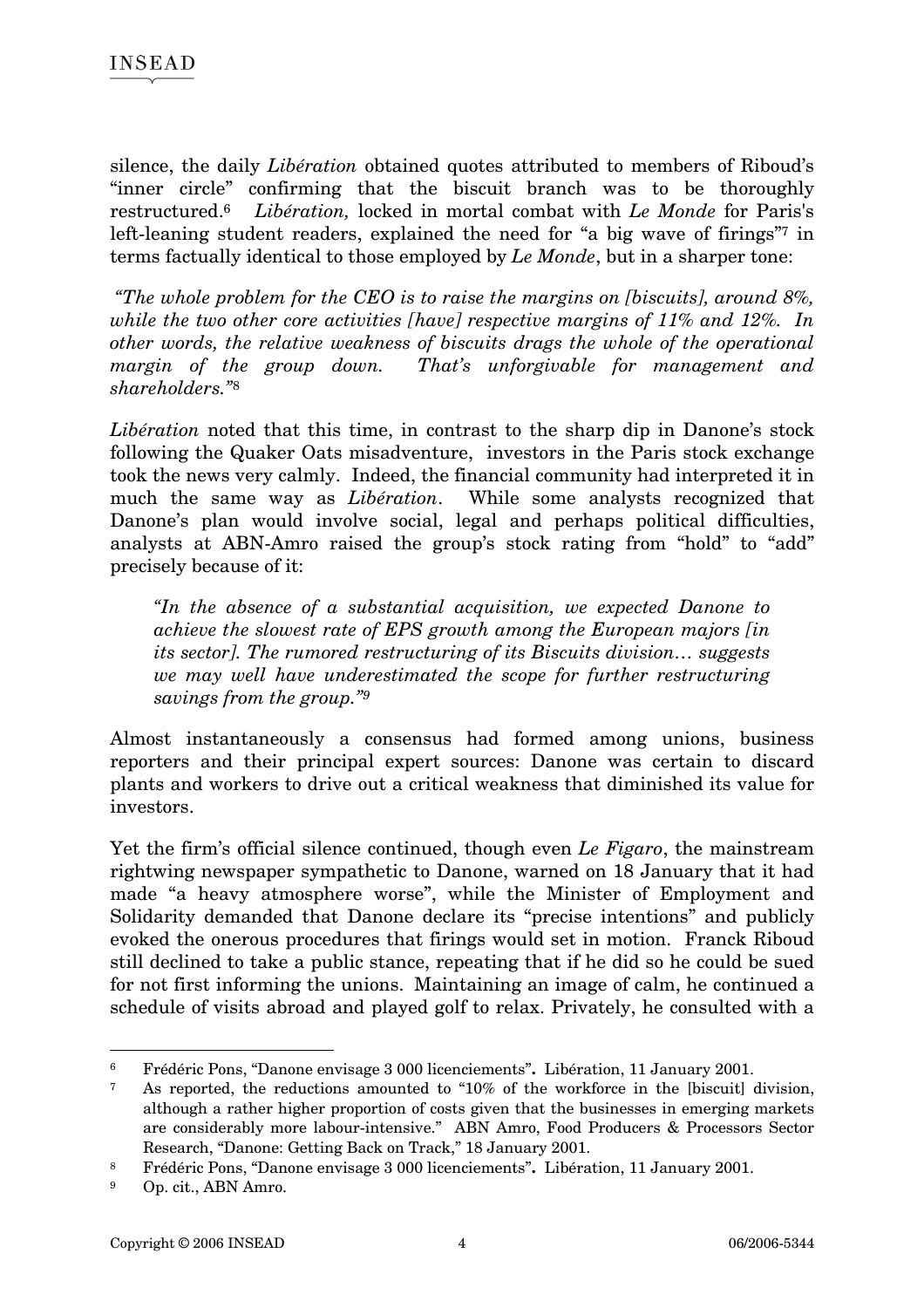silence, the daily *Libération* obtained quotes attributed to members of Riboud's "inner circle" confirming that the biscuit branch was to be thoroughly restructured.[6] *Libération,* locked in mortal combat with *Le Monde* for Paris's left-leaning student readers, explained the need for "a big wave of firings"[7] in terms factually identical to those employed by *Le Monde*, but in a sharper tone:

*"The whole problem for the CEO is to raise the margins on [biscuits], around 8%, while the two other core activities [have] respective margins of 11% and 12%. In other words, the relative weakness of biscuits drags the whole of the operational margin of the group down. That's unforgivable for management and shareholders."*[8]

*Libération* noted that this time, in contrast to the sharp dip in Danone's stock following the Quaker Oats misadventure, investors in the Paris stock exchange took the news very calmly. Indeed, the financial community had interpreted it in much the same way as *Libération*. While some analysts recognized that Danone's plan would involve social, legal and perhaps political difficulties, analysts at ABN-Amro raised the group's stock rating from "hold" to "add" precisely because of it:

> *"In the absence of a substantial acquisition, we expected Danone to achieve the slowest rate of EPS growth among the European majors [in its sector]. The rumored restructuring of its Biscuits division… suggests we may well have underestimated the scope for further restructuring savings from the group."*[9]

Almost instantaneously a consensus had formed among unions, business reporters and their principal expert sources: Danone was certain to discard plants and workers to drive out a critical weakness that diminished its value for investors.

Yet the firm's official silence continued, though even *Le Figaro*, the mainstream rightwing newspaper sympathetic to Danone, warned on 18 January that it had made "a heavy atmosphere worse", while the Minister of Employment and Solidarity demanded that Danone declare its "precise intentions" and publicly evoked the onerous procedures that firings would set in motion. Franck Riboud still declined to take a public stance, repeating that if he did so he could be sued for not first informing the unions. Maintaining an image of calm, he continued a schedule of visits abroad and played golf to relax. Privately, he consulted with a

---

[6] Frédéric Pons, "Danone envisage 3 000 licenciements"**.** Libération, 11 January 2001.

[7] As reported, the reductions amounted to "10% of the workforce in the [biscuit] division, although a rather higher proportion of costs given that the businesses in emerging markets are considerably more labour-intensive." ABN Amro, Food Producers & Processors Sector Research, "Danone: Getting Back on Track," 18 January 2001.

[8] Frédéric Pons, "Danone envisage 3 000 licenciements"**.** Libération, 11 January 2001.

[9] Op. cit., ABN Amro.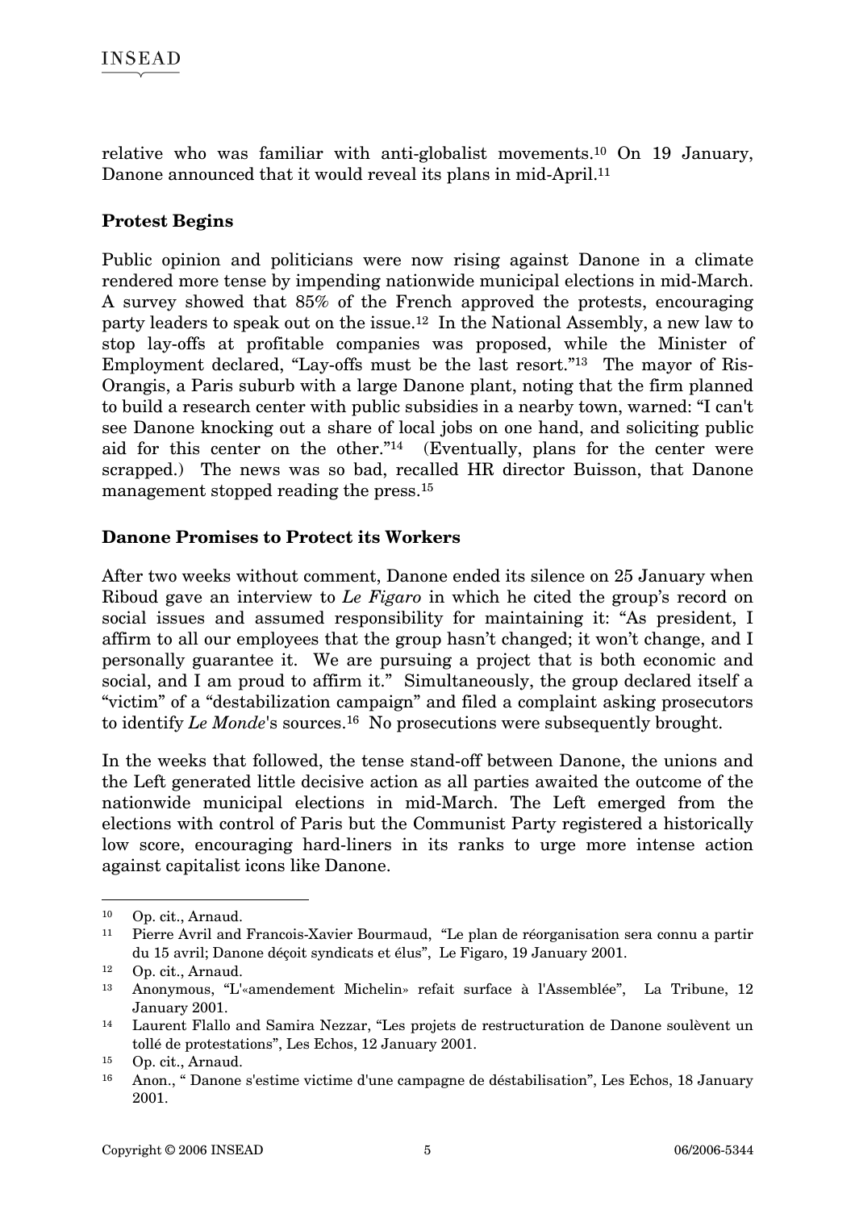relative who was familiar with anti-globalist movements.[10] On 19 January, Danone announced that it would reveal its plans in mid-April.[11]

## Protest Begins

Public opinion and politicians were now rising against Danone in a climate rendered more tense by impending nationwide municipal elections in mid-March. A survey showed that 85% of the French approved the protests, encouraging party leaders to speak out on the issue.[12] In the National Assembly, a new law to stop lay-offs at profitable companies was proposed, while the Minister of Employment declared, "Lay-offs must be the last resort."[13] The mayor of Ris-Orangis, a Paris suburb with a large Danone plant, noting that the firm planned to build a research center with public subsidies in a nearby town, warned: "I can't see Danone knocking out a share of local jobs on one hand, and soliciting public aid for this center on the other."[14] (Eventually, plans for the center were scrapped.) The news was so bad, recalled HR director Buisson, that Danone management stopped reading the press.[15]

## Danone Promises to Protect its Workers

After two weeks without comment, Danone ended its silence on 25 January when Riboud gave an interview to *Le Figaro* in which he cited the group's record on social issues and assumed responsibility for maintaining it: "As president, I affirm to all our employees that the group hasn't changed; it won't change, and I personally guarantee it. We are pursuing a project that is both economic and social, and I am proud to affirm it." Simultaneously, the group declared itself a "victim" of a "destabilization campaign" and filed a complaint asking prosecutors to identify *Le Monde*'s sources.[16] No prosecutions were subsequently brought.

In the weeks that followed, the tense stand-off between Danone, the unions and the Left generated little decisive action as all parties awaited the outcome of the nationwide municipal elections in mid-March. The Left emerged from the elections with control of Paris but the Communist Party registered a historically low score, encouraging hard-liners in its ranks to urge more intense action against capitalist icons like Danone.

---

[10] Op. cit., Arnaud.

[11] Pierre Avril and Francois-Xavier Bourmaud, "Le plan de réorganisation sera connu a partir du 15 avril; Danone déçoit syndicats et élus", Le Figaro, 19 January 2001.

[12] Op. cit., Arnaud.

[13] Anonymous, "L'«amendement Michelin» refait surface à l'Assemblée", La Tribune, 12 January 2001.

[14] Laurent Flallo and Samira Nezzar, "Les projets de restructuration de Danone soulèvent un tollé de protestations", Les Echos, 12 January 2001.

[15] Op. cit., Arnaud.

[16] Anon., " Danone s'estime victime d'une campagne de déstabilisation", Les Echos, 18 January 2001.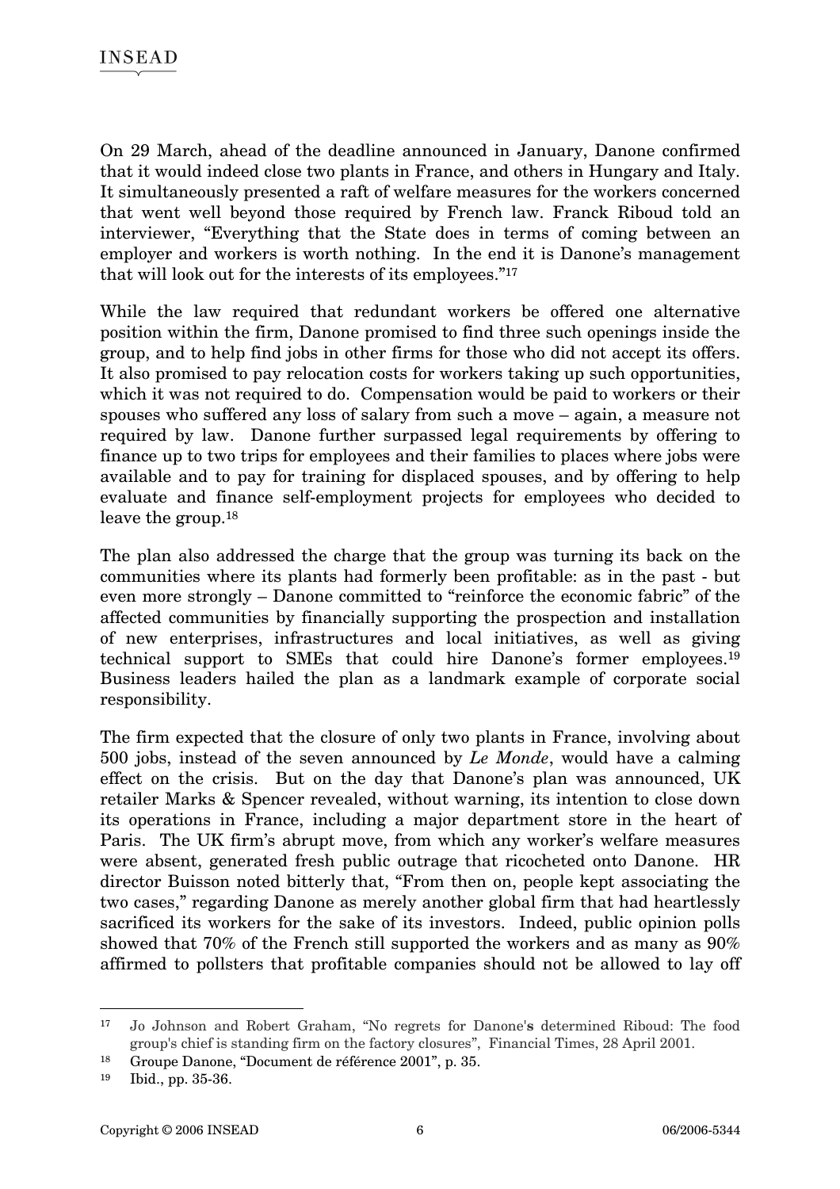On 29 March, ahead of the deadline announced in January, Danone confirmed that it would indeed close two plants in France, and others in Hungary and Italy. It simultaneously presented a raft of welfare measures for the workers concerned that went well beyond those required by French law. Franck Riboud told an interviewer, "Everything that the State does in terms of coming between an employer and workers is worth nothing. In the end it is Danone's management that will look out for the interests of its employees."[17]

While the law required that redundant workers be offered one alternative position within the firm, Danone promised to find three such openings inside the group, and to help find jobs in other firms for those who did not accept its offers. It also promised to pay relocation costs for workers taking up such opportunities, which it was not required to do. Compensation would be paid to workers or their spouses who suffered any loss of salary from such a move – again, a measure not required by law. Danone further surpassed legal requirements by offering to finance up to two trips for employees and their families to places where jobs were available and to pay for training for displaced spouses, and by offering to help evaluate and finance self-employment projects for employees who decided to leave the group.[18]

The plan also addressed the charge that the group was turning its back on the communities where its plants had formerly been profitable: as in the past - but even more strongly – Danone committed to "reinforce the economic fabric" of the affected communities by financially supporting the prospection and installation of new enterprises, infrastructures and local initiatives, as well as giving technical support to SMEs that could hire Danone's former employees.[19] Business leaders hailed the plan as a landmark example of corporate social responsibility.

The firm expected that the closure of only two plants in France, involving about 500 jobs, instead of the seven announced by *Le Monde*, would have a calming effect on the crisis. But on the day that Danone's plan was announced, UK retailer Marks & Spencer revealed, without warning, its intention to close down its operations in France, including a major department store in the heart of Paris. The UK firm's abrupt move, from which any worker's welfare measures were absent, generated fresh public outrage that ricocheted onto Danone. HR director Buisson noted bitterly that, "From then on, people kept associating the two cases," regarding Danone as merely another global firm that had heartlessly sacrificed its workers for the sake of its investors. Indeed, public opinion polls showed that 70% of the French still supported the workers and as many as 90% affirmed to pollsters that profitable companies should not be allowed to lay off

---

[17] Jo Johnson and Robert Graham, "No regrets for Danone's determined Riboud: The food group's chief is standing firm on the factory closures", Financial Times, 28 April 2001.

[18] Groupe Danone, "Document de référence 2001", p. 35.

[19] Ibid., pp. 35-36.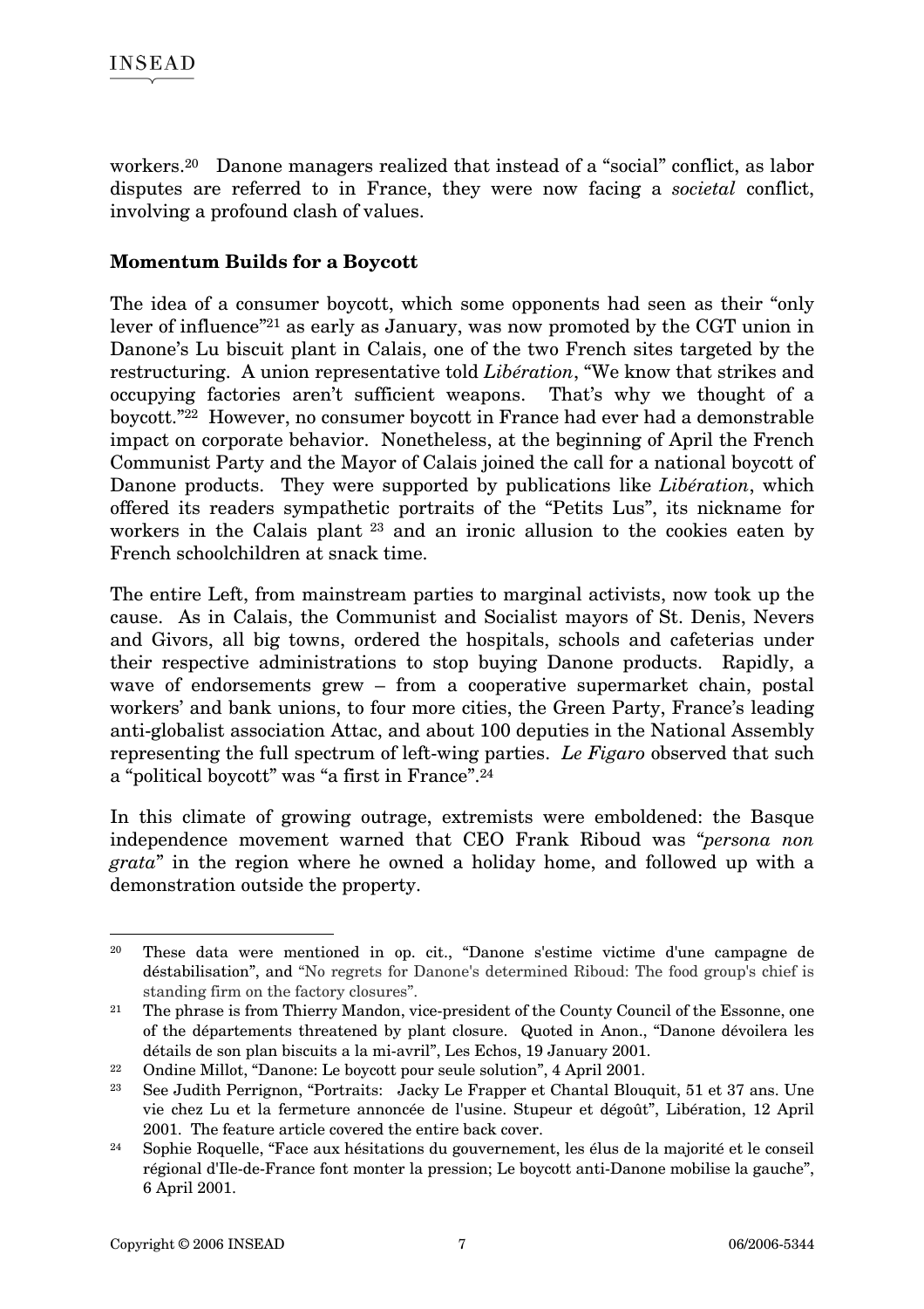workers.[20] Danone managers realized that instead of a "social" conflict, as labor disputes are referred to in France, they were now facing a *societal* conflict, involving a profound clash of values.

**Momentum Builds for a Boycott**

The idea of a consumer boycott, which some opponents had seen as their "only lever of influence"[21] as early as January, was now promoted by the CGT union in Danone's Lu biscuit plant in Calais, one of the two French sites targeted by the restructuring. A union representative told *Libération*, "We know that strikes and occupying factories aren't sufficient weapons. That's why we thought of a boycott."[22] However, no consumer boycott in France had ever had a demonstrable impact on corporate behavior. Nonetheless, at the beginning of April the French Communist Party and the Mayor of Calais joined the call for a national boycott of Danone products. They were supported by publications like *Libération*, which offered its readers sympathetic portraits of the "Petits Lus", its nickname for workers in the Calais plant [23] and an ironic allusion to the cookies eaten by French schoolchildren at snack time.

The entire Left, from mainstream parties to marginal activists, now took up the cause. As in Calais, the Communist and Socialist mayors of St. Denis, Nevers and Givors, all big towns, ordered the hospitals, schools and cafeterias under their respective administrations to stop buying Danone products. Rapidly, a wave of endorsements grew – from a cooperative supermarket chain, postal workers' and bank unions, to four more cities, the Green Party, France's leading anti-globalist association Attac, and about 100 deputies in the National Assembly representing the full spectrum of left-wing parties. *Le Figaro* observed that such a "political boycott" was "a first in France".[24]

In this climate of growing outrage, extremists were emboldened: the Basque independence movement warned that CEO Frank Riboud was "*persona non grata*" in the region where he owned a holiday home, and followed up with a demonstration outside the property.

---

[20] These data were mentioned in op. cit., "Danone s'estime victime d'une campagne de déstabilisation", and "No regrets for Danone's determined Riboud: The food group's chief is standing firm on the factory closures".

[21] The phrase is from Thierry Mandon, vice-president of the County Council of the Essonne, one of the départements threatened by plant closure. Quoted in Anon., "Danone dévoilera les détails de son plan biscuits a la mi-avril", Les Echos, 19 January 2001.

[22] Ondine Millot, "Danone: Le boycott pour seule solution", 4 April 2001.

[23] See Judith Perrignon, "Portraits: Jacky Le Frapper et Chantal Blouquit, 51 et 37 ans. Une vie chez Lu et la fermeture annoncée de l'usine. Stupeur et dégoût", Libération, 12 April 2001. The feature article covered the entire back cover.

[24] Sophie Roquelle, "Face aux hésitations du gouvernement, les élus de la majorité et le conseil régional d'Ile-de-France font monter la pression; Le boycott anti-Danone mobilise la gauche", 6 April 2001.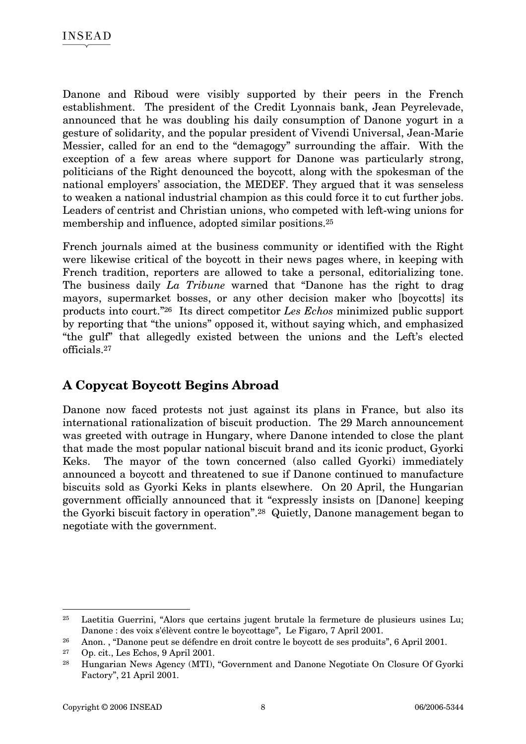Danone and Riboud were visibly supported by their peers in the French establishment. The president of the Credit Lyonnais bank, Jean Peyrelevade, announced that he was doubling his daily consumption of Danone yogurt in a gesture of solidarity, and the popular president of Vivendi Universal, Jean-Marie Messier, called for an end to the "demagogy" surrounding the affair. With the exception of a few areas where support for Danone was particularly strong, politicians of the Right denounced the boycott, along with the spokesman of the national employers' association, the MEDEF. They argued that it was senseless to weaken a national industrial champion as this could force it to cut further jobs. Leaders of centrist and Christian unions, who competed with left-wing unions for membership and influence, adopted similar positions.[25]

French journals aimed at the business community or identified with the Right were likewise critical of the boycott in their news pages where, in keeping with French tradition, reporters are allowed to take a personal, editorializing tone. The business daily *La Tribune* warned that "Danone has the right to drag mayors, supermarket bosses, or any other decision maker who [boycotts] its products into court."[26] Its direct competitor *Les Echos* minimized public support by reporting that "the unions" opposed it, without saying which, and emphasized "the gulf" that allegedly existed between the unions and the Left's elected officials.[27]

## A Copycat Boycott Begins Abroad

Danone now faced protests not just against its plans in France, but also its international rationalization of biscuit production. The 29 March announcement was greeted with outrage in Hungary, where Danone intended to close the plant that made the most popular national biscuit brand and its iconic product, Gyorki Keks. The mayor of the town concerned (also called Gyorki) immediately announced a boycott and threatened to sue if Danone continued to manufacture biscuits sold as Gyorki Keks in plants elsewhere. On 20 April, the Hungarian government officially announced that it "expressly insists on [Danone] keeping the Gyorki biscuit factory in operation".[28] Quietly, Danone management began to negotiate with the government.

---

[25] Laetitia Guerrini, "Alors que certains jugent brutale la fermeture de plusieurs usines Lu; Danone : des voix s'élèvent contre le boycottage", Le Figaro, 7 April 2001.

[26] Anon. , "Danone peut se défendre en droit contre le boycott de ses produits", 6 April 2001.

[27] Op. cit., Les Echos, 9 April 2001.

[28] Hungarian News Agency (MTI), "Government and Danone Negotiate On Closure Of Gyorki Factory", 21 April 2001.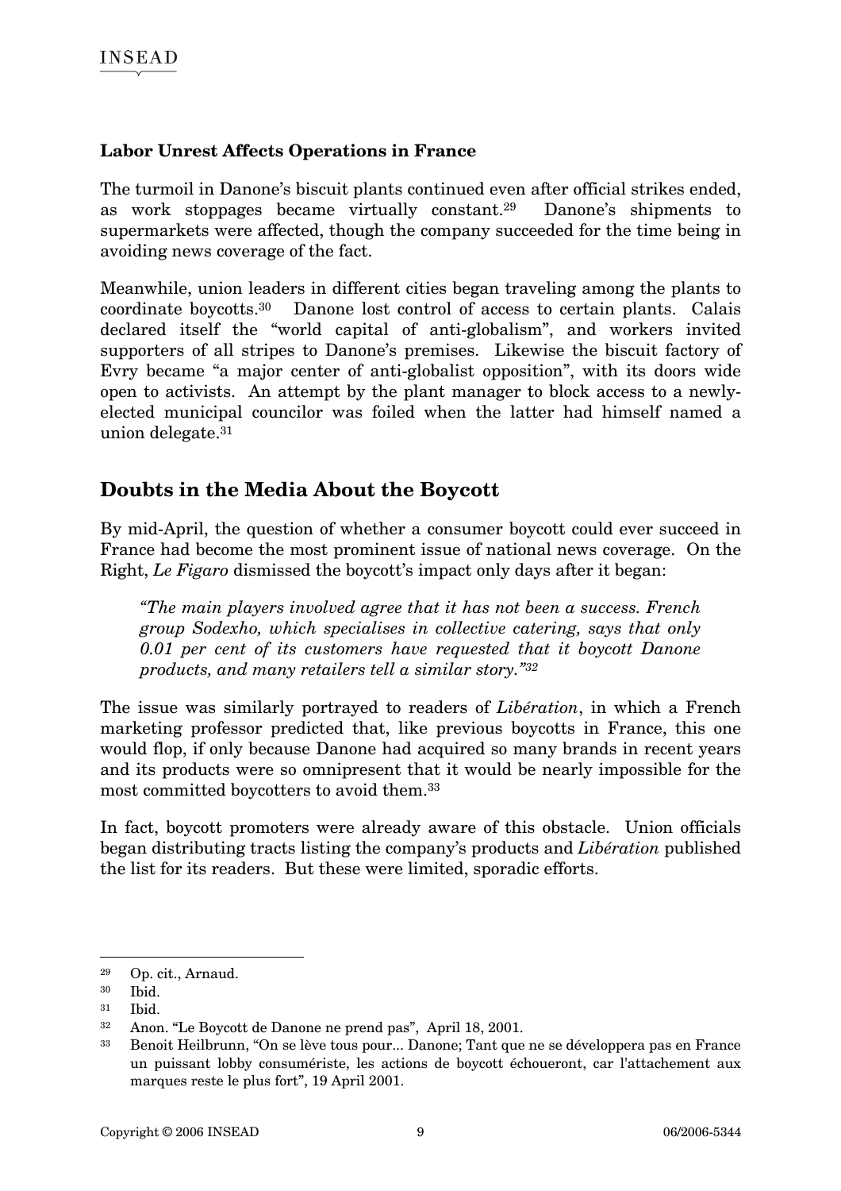**Labor Unrest Affects Operations in France**

The turmoil in Danone's biscuit plants continued even after official strikes ended, as work stoppages became virtually constant.[29] Danone's shipments to supermarkets were affected, though the company succeeded for the time being in avoiding news coverage of the fact.

Meanwhile, union leaders in different cities began traveling among the plants to coordinate boycotts.[30] Danone lost control of access to certain plants. Calais declared itself the "world capital of anti-globalism", and workers invited supporters of all stripes to Danone's premises. Likewise the biscuit factory of Evry became "a major center of anti-globalist opposition", with its doors wide open to activists. An attempt by the plant manager to block access to a newly-elected municipal councilor was foiled when the latter had himself named a union delegate.[31]

## Doubts in the Media About the Boycott

By mid-April, the question of whether a consumer boycott could ever succeed in France had become the most prominent issue of national news coverage. On the Right, *Le Figaro* dismissed the boycott's impact only days after it began:

> *"The main players involved agree that it has not been a success. French group Sodexho, which specialises in collective catering, says that only 0.01 per cent of its customers have requested that it boycott Danone products, and many retailers tell a similar story."*[32]

The issue was similarly portrayed to readers of *Libération*, in which a French marketing professor predicted that, like previous boycotts in France, this one would flop, if only because Danone had acquired so many brands in recent years and its products were so omnipresent that it would be nearly impossible for the most committed boycotters to avoid them.[33]

In fact, boycott promoters were already aware of this obstacle. Union officials began distributing tracts listing the company's products and *Libération* published the list for its readers. But these were limited, sporadic efforts.

---

[29] Op. cit., Arnaud.

[30] Ibid.

[31] Ibid.

[32] Anon. "Le Boycott de Danone ne prend pas", April 18, 2001.

[33] Benoit Heilbrunn, "On se lève tous pour... Danone; Tant que ne se développera pas en France un puissant lobby consumériste, les actions de boycott échoueront, car l'attachement aux marques reste le plus fort", 19 April 2001.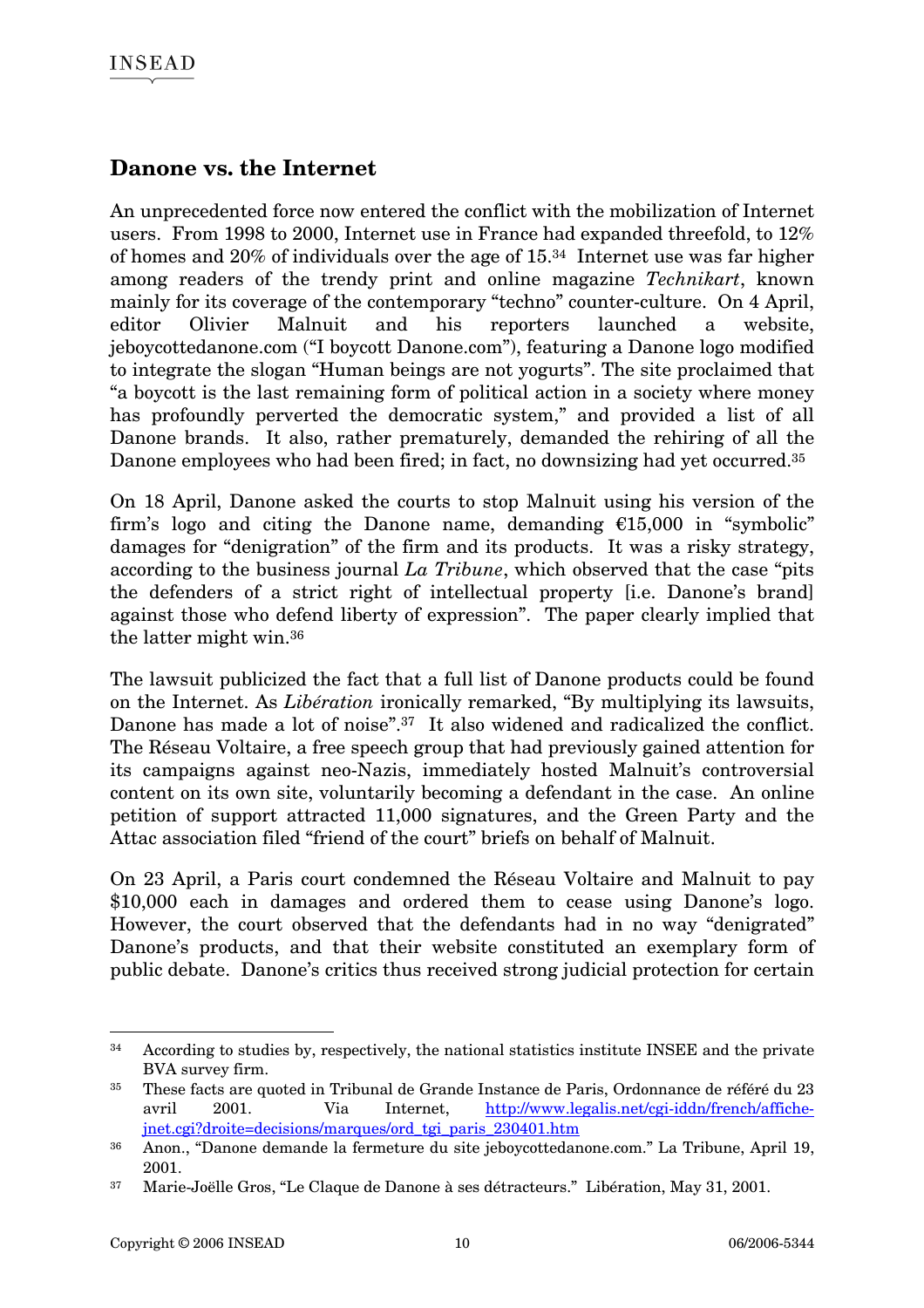## Danone vs. the Internet

An unprecedented force now entered the conflict with the mobilization of Internet users. From 1998 to 2000, Internet use in France had expanded threefold, to 12% of homes and 20% of individuals over the age of 15.[34] Internet use was far higher among readers of the trendy print and online magazine *Technikart*, known mainly for its coverage of the contemporary "techno" counter-culture. On 4 April, editor Olivier Malnuit and his reporters launched a website, jeboycottedanone.com ("I boycott Danone.com"), featuring a Danone logo modified to integrate the slogan "Human beings are not yogurts". The site proclaimed that "a boycott is the last remaining form of political action in a society where money has profoundly perverted the democratic system," and provided a list of all Danone brands. It also, rather prematurely, demanded the rehiring of all the Danone employees who had been fired; in fact, no downsizing had yet occurred.[35]

On 18 April, Danone asked the courts to stop Malnuit using his version of the firm's logo and citing the Danone name, demanding €15,000 in "symbolic" damages for "denigration" of the firm and its products. It was a risky strategy, according to the business journal *La Tribune*, which observed that the case "pits the defenders of a strict right of intellectual property [i.e. Danone's brand] against those who defend liberty of expression". The paper clearly implied that the latter might win.[36]

The lawsuit publicized the fact that a full list of Danone products could be found on the Internet. As *Libération* ironically remarked, "By multiplying its lawsuits, Danone has made a lot of noise".[37] It also widened and radicalized the conflict. The Réseau Voltaire, a free speech group that had previously gained attention for its campaigns against neo-Nazis, immediately hosted Malnuit's controversial content on its own site, voluntarily becoming a defendant in the case. An online petition of support attracted 11,000 signatures, and the Green Party and the Attac association filed "friend of the court" briefs on behalf of Malnuit.

On 23 April, a Paris court condemned the Réseau Voltaire and Malnuit to pay $10,000 each in damages and ordered them to cease using Danone's logo. However, the court observed that the defendants had in no way "denigrated" Danone's products, and that their website constituted an exemplary form of public debate. Danone's critics thus received strong judicial protection for certain

---

[34] According to studies by, respectively, the national statistics institute INSEE and the private BVA survey firm.

[35] These facts are quoted in Tribunal de Grande Instance de Paris, Ordonnance de référé du 23 avril 2001. Via Internet, http://www.legalis.net/cgi-iddn/french/affiche-jnet.cgi?droite=decisions/marques/ord_tgi_paris_230401.htm

[36] Anon., "Danone demande la fermeture du site jeboycottedanone.com." La Tribune, April 19, 2001.

[37] Marie-Joëlle Gros, "Le Claque de Danone à ses détracteurs." Libération, May 31, 2001.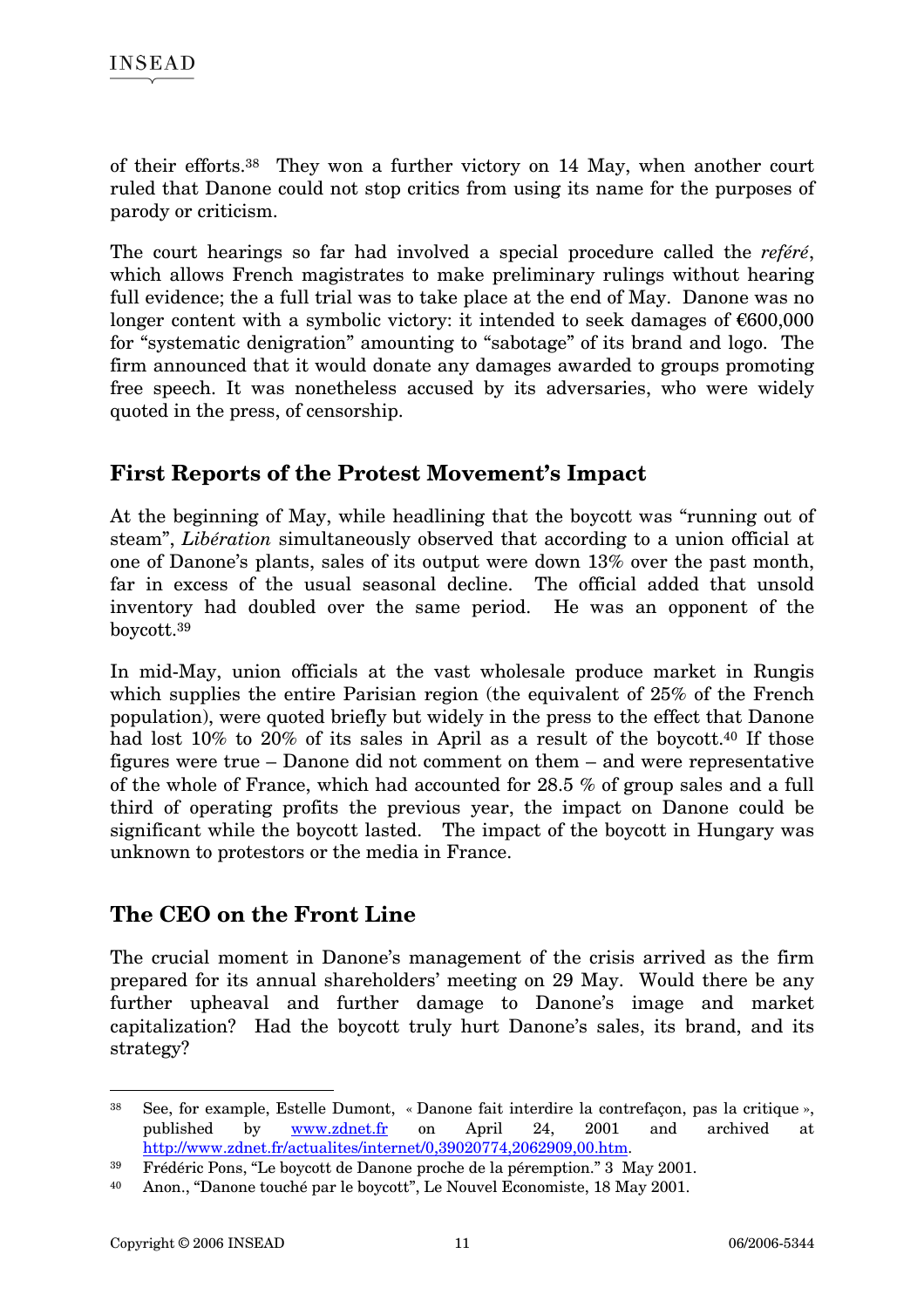of their efforts.[38] They won a further victory on 14 May, when another court ruled that Danone could not stop critics from using its name for the purposes of parody or criticism.

The court hearings so far had involved a special procedure called the *reféré*, which allows French magistrates to make preliminary rulings without hearing full evidence; the a full trial was to take place at the end of May. Danone was no longer content with a symbolic victory: it intended to seek damages of €600,000 for "systematic denigration" amounting to "sabotage" of its brand and logo. The firm announced that it would donate any damages awarded to groups promoting free speech. It was nonetheless accused by its adversaries, who were widely quoted in the press, of censorship.

## First Reports of the Protest Movement's Impact

At the beginning of May, while headlining that the boycott was "running out of steam", *Libération* simultaneously observed that according to a union official at one of Danone's plants, sales of its output were down 13% over the past month, far in excess of the usual seasonal decline. The official added that unsold inventory had doubled over the same period. He was an opponent of the boycott.[39]

In mid-May, union officials at the vast wholesale produce market in Rungis which supplies the entire Parisian region (the equivalent of 25% of the French population), were quoted briefly but widely in the press to the effect that Danone had lost 10% to 20% of its sales in April as a result of the boycott.[40] If those figures were true – Danone did not comment on them – and were representative of the whole of France, which had accounted for 28.5 % of group sales and a full third of operating profits the previous year, the impact on Danone could be significant while the boycott lasted. The impact of the boycott in Hungary was unknown to protestors or the media in France.

## The CEO on the Front Line

The crucial moment in Danone's management of the crisis arrived as the firm prepared for its annual shareholders' meeting on 29 May. Would there be any further upheaval and further damage to Danone's image and market capitalization? Had the boycott truly hurt Danone's sales, its brand, and its strategy?

---

[38] See, for example, Estelle Dumont, « Danone fait interdire la contrefaçon, pas la critique », published by www.zdnet.fr on April 24, 2001 and archived at http://www.zdnet.fr/actualites/internet/0,39020774,2062909,00.htm.

[39] Frédéric Pons, "Le boycott de Danone proche de la péremption." 3 May 2001.

[40] Anon., "Danone touché par le boycott", Le Nouvel Economiste, 18 May 2001.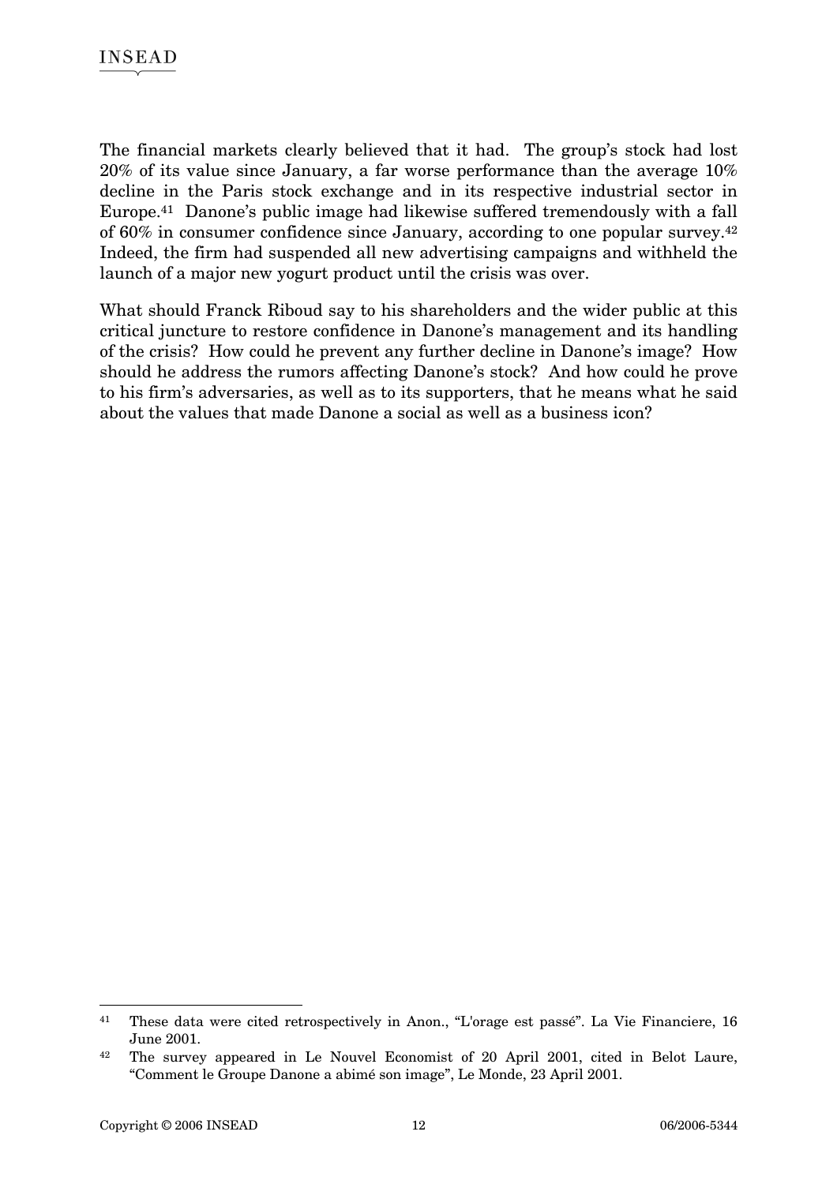The financial markets clearly believed that it had. The group's stock had lost 20% of its value since January, a far worse performance than the average 10% decline in the Paris stock exchange and in its respective industrial sector in Europe.[41] Danone's public image had likewise suffered tremendously with a fall of 60% in consumer confidence since January, according to one popular survey.[42] Indeed, the firm had suspended all new advertising campaigns and withheld the launch of a major new yogurt product until the crisis was over.

What should Franck Riboud say to his shareholders and the wider public at this critical juncture to restore confidence in Danone's management and its handling of the crisis? How could he prevent any further decline in Danone's image? How should he address the rumors affecting Danone's stock? And how could he prove to his firm's adversaries, as well as to its supporters, that he means what he said about the values that made Danone a social as well as a business icon?

---

[41] These data were cited retrospectively in Anon., "L'orage est passé". La Vie Financiere, 16 June 2001.

[42] The survey appeared in Le Nouvel Economist of 20 April 2001, cited in Belot Laure, "Comment le Groupe Danone a abimé son image", Le Monde, 23 April 2001.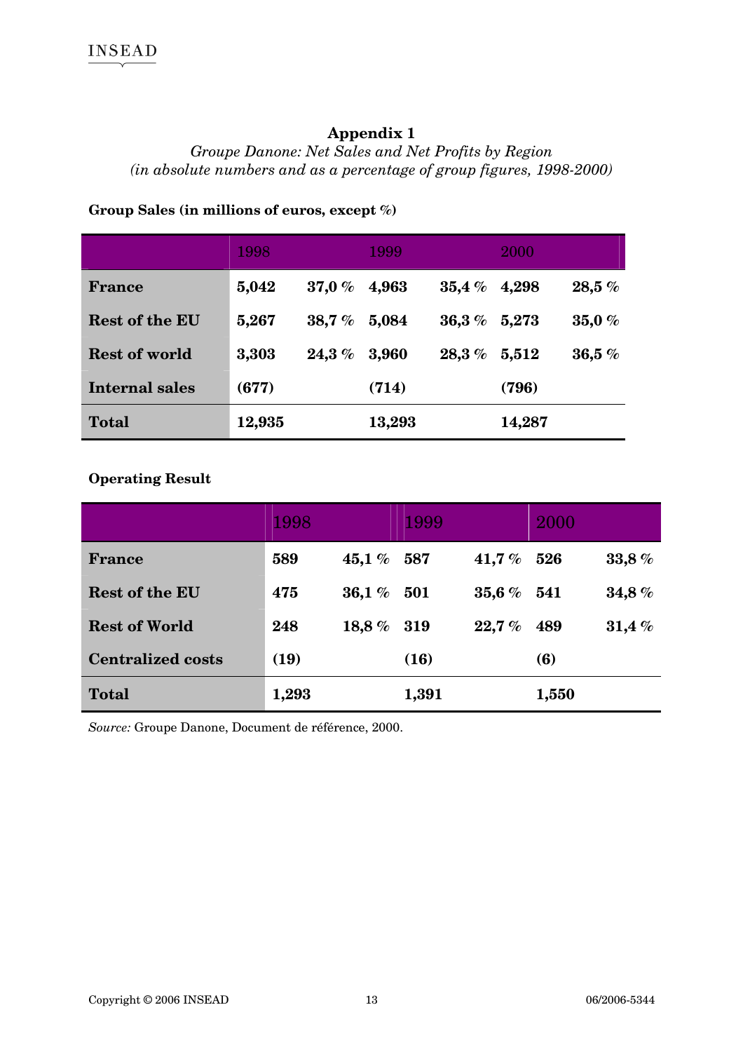## Appendix 1

*Groupe Danone: Net Sales and Net Profits by Region*
*(in absolute numbers and as a percentage of group figures, 1998-2000)*

**Group Sales (in millions of euros, except %)**

| | 1998 | | 1999 | | 2000 | |
|---|---|---|---|---|---|---|
| **France** | **5,042** | **37,0 %** | **4,963** | **35,4 %** | **4,298** | **28,5 %** |
| **Rest of the EU** | **5,267** | **38,7 %** | **5,084** | **36,3 %** | **5,273** | **35,0 %** |
| **Rest of world** | **3,303** | **24,3 %** | **3,960** | **28,3 %** | **5,512** | **36,5 %** |
| **Internal sales** | **(677)** | | **(714)** | | **(796)** | |
| **Total** | **12,935** | | **13,293** | | **14,287** | |

**Operating Result**

| | 1998 | | 1999 | | 2000 | |
|---|---|---|---|---|---|---|
| **France** | **589** | **45,1 %** | **587** | **41,7 %** | **526** | **33,8 %** |
| **Rest of the EU** | **475** | **36,1 %** | **501** | **35,6 %** | **541** | **34,8 %** |
| **Rest of World** | **248** | **18,8 %** | **319** | **22,7 %** | **489** | **31,4 %** |
| **Centralized costs** | **(19)** | | **(16)** | | **(6)** | |
| **Total** | **1,293** | | **1,391** | | **1,550** | |

*Source:* Groupe Danone, Document de référence, 2000.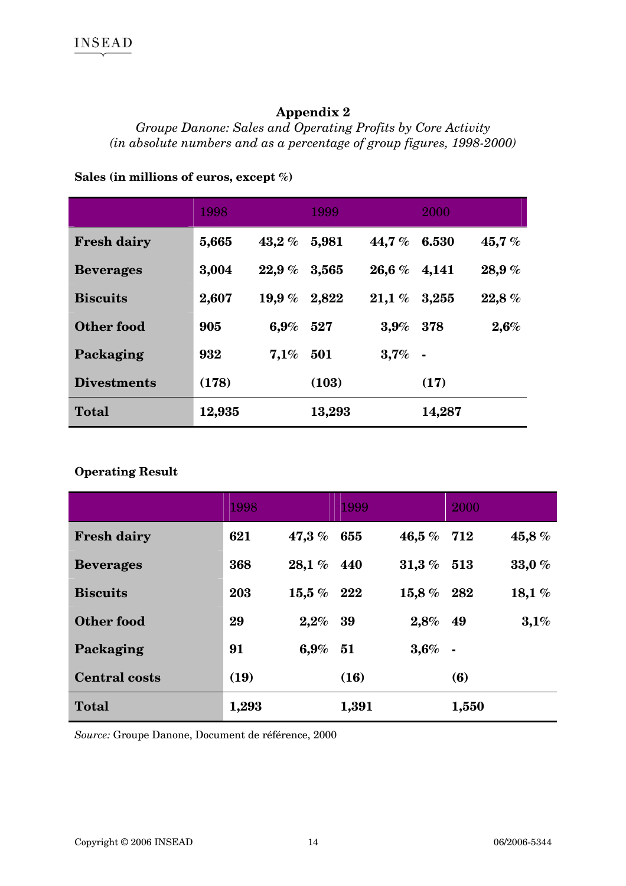## Appendix 2

*Groupe Danone: Sales and Operating Profits by Core Activity*
*(in absolute numbers and as a percentage of group figures, 1998-2000)*

**Sales (in millions of euros, except %)**

| | 1998 | | 1999 | | 2000 | |
|---|---|---|---|---|---|---|
| **Fresh dairy** | **5,665** | **43,2 %** | **5,981** | **44,7 %** | **6.530** | **45,7 %** |
| **Beverages** | **3,004** | **22,9 %** | **3,565** | **26,6 %** | **4,141** | **28,9 %** |
| **Biscuits** | **2,607** | **19,9 %** | **2,822** | **21,1 %** | **3,255** | **22,8 %** |
| **Other food** | **905** | **6,9%** | **527** | **3,9%** | **378** | **2,6%** |
| **Packaging** | **932** | **7,1%** | **501** | **3,7%** | **-** | |
| **Divestments** | **(178)** | | **(103)** | | **(17)** | |
| **Total** | **12,935** | | **13,293** | | **14,287** | |

**Operating Result**

| | 1998 | | 1999 | | 2000 | |
|---|---|---|---|---|---|---|
| **Fresh dairy** | **621** | **47,3 %** | **655** | **46,5 %** | **712** | **45,8 %** |
| **Beverages** | **368** | **28,1 %** | **440** | **31,3 %** | **513** | **33,0 %** |
| **Biscuits** | **203** | **15,5 %** | **222** | **15,8 %** | **282** | **18,1 %** |
| **Other food** | **29** | **2,2%** | **39** | **2,8%** | **49** | **3,1%** |
| **Packaging** | **91** | **6,9%** | **51** | **3,6%** | **-** | |
| **Central costs** | **(19)** | | **(16)** | | **(6)** | |
| **Total** | **1,293** | | **1,391** | | **1,550** | |

*Source:* Groupe Danone, Document de référence, 2000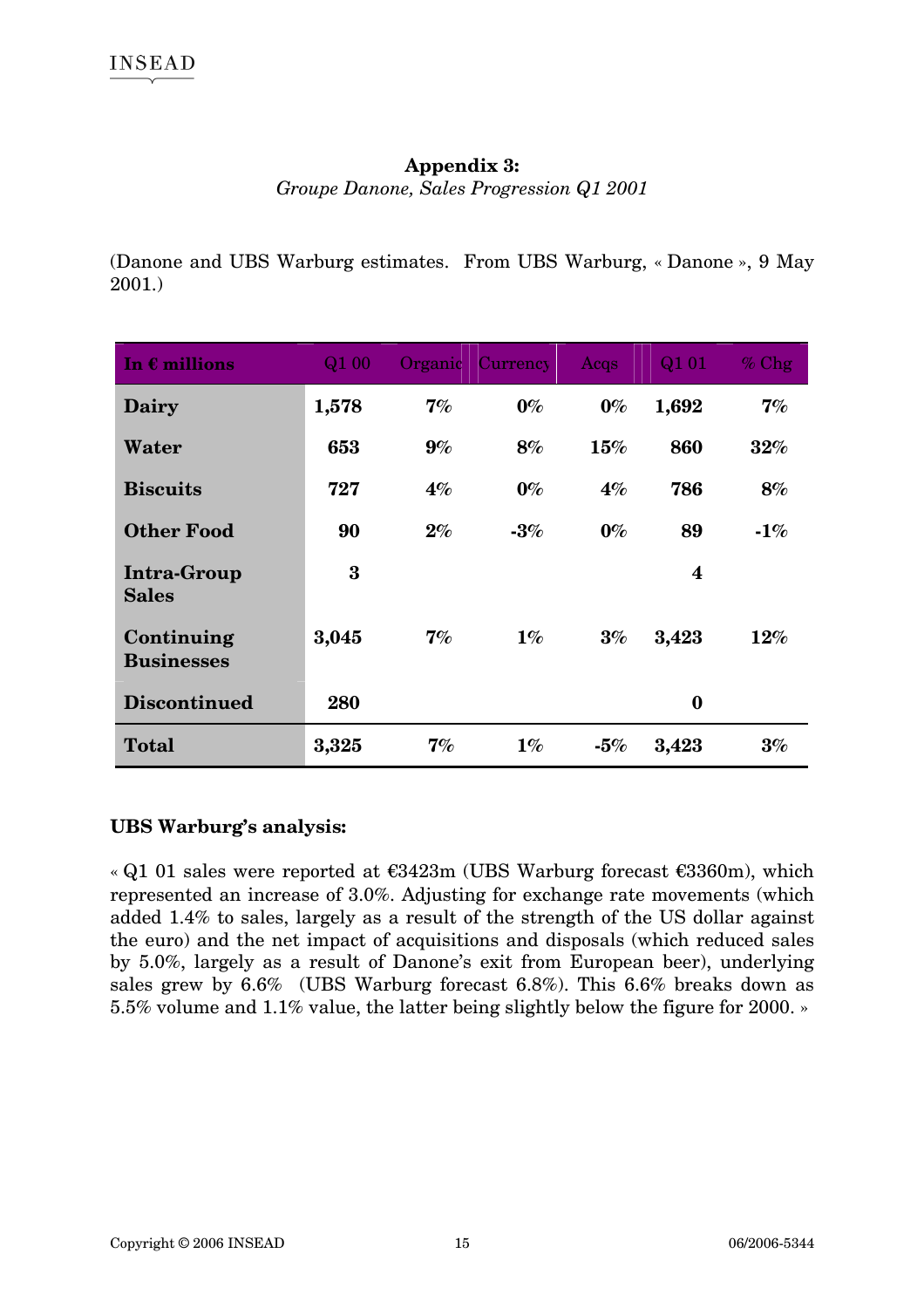**Appendix 3:**

*Groupe Danone, Sales Progression Q1 2001*

(Danone and UBS Warburg estimates. From UBS Warburg, « Danone », 9 May 2001.)

| In € millions | Q1 00 | Organic | Currency | Acqs | Q1 01 | % Chg |
|---|---|---|---|---|---|---|
| **Dairy** | **1,578** | **7%** | **0%** | **0%** | **1,692** | **7%** |
| **Water** | **653** | **9%** | **8%** | **15%** | **860** | **32%** |
| **Biscuits** | **727** | **4%** | **0%** | **4%** | **786** | **8%** |
| **Other Food** | **90** | **2%** | **-3%** | **0%** | **89** | **-1%** |
| **Intra-Group Sales** | **3** | | | | **4** | |
| **Continuing Businesses** | **3,045** | **7%** | **1%** | **3%** | **3,423** | **12%** |
| **Discontinued** | **280** | | | | **0** | |
| **Total** | **3,325** | **7%** | **1%** | **-5%** | **3,423** | **3%** |

**UBS Warburg's analysis:**

« Q1 01 sales were reported at €3423m (UBS Warburg forecast €3360m), which represented an increase of 3.0%. Adjusting for exchange rate movements (which added 1.4% to sales, largely as a result of the strength of the US dollar against the euro) and the net impact of acquisitions and disposals (which reduced sales by 5.0%, largely as a result of Danone's exit from European beer), underlying sales grew by 6.6% (UBS Warburg forecast 6.8%). This 6.6% breaks down as 5.5% volume and 1.1% value, the latter being slightly below the figure for 2000. »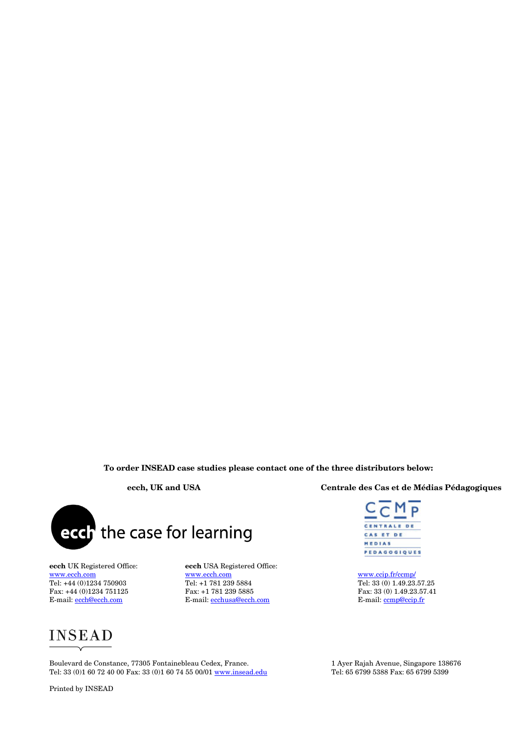**To order INSEAD case studies please contact one of the three distributors below:**

**ecch, UK and USA**

ecch the case for learning

**ecch** UK Registered Office:
www.ecch.com
Tel: +44 (0)1234 750903
Fax: +44 (0)1234 751125
E-mail: ecch@ecch.com

**ecch** USA Registered Office:
www.ecch.com
Tel: +1 781 239 5884
Fax: +1 781 239 5885
E-mail: ecchusa@ecch.com

**Centrale des Cas et de Médias Pédagogiques**

CCMP
CENTRALE DE CAS ET DE MEDIAS PEDAGOGIQUES

www.ccip.fr/ccmp/
Tel: 33 (0) 1.49.23.57.25
Fax: 33 (0) 1.49.23.57.41
E-mail: ccmp@ccip.fr

INSEAD

Boulevard de Constance, 77305 Fontainebleau Cedex, France.
Tel: 33 (0)1 60 72 40 00 Fax: 33 (0)1 60 74 55 00/01 www.insead.edu

1 Ayer Rajah Avenue, Singapore 138676
Tel: 65 6799 5388 Fax: 65 6799 5399

Printed by INSEAD